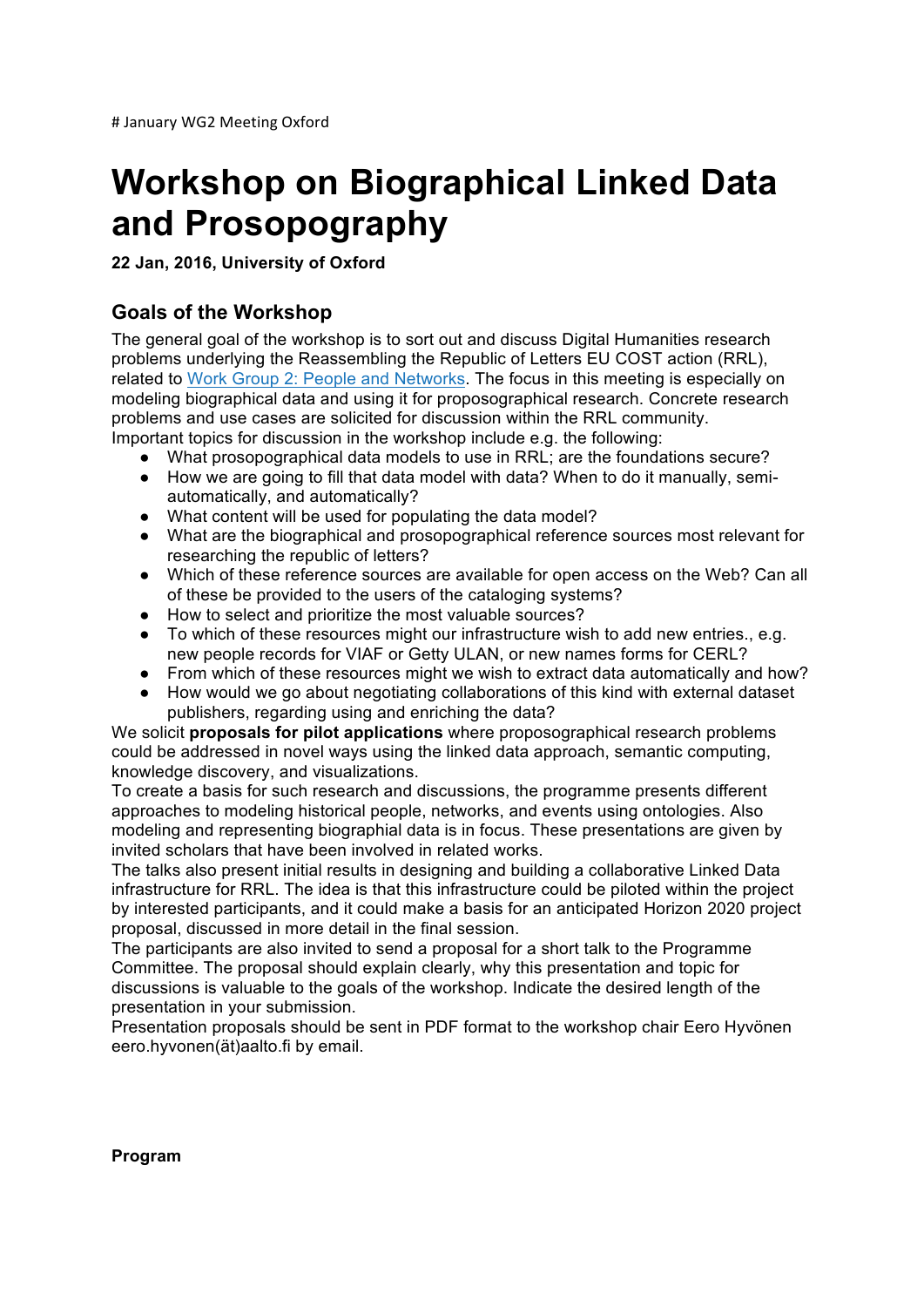# January WG2 Meeting Oxford

# Workshop on Biographical Linked Data and Prosopography

**22 Jan, 2016, University of Oxford**

## Goals of the Workshop

The general goal of the workshop is to sort out and discuss Digital Humanities research problems underlying the Reassembling the Republic of Letters EU COST action (RRL), related to Work Group 2: People and Networks. The focus in this meeting is especially on modeling biographical data and using it for proposographical research. Concrete research problems and use cases are solicited for discussion within the RRL community.
Important topics for discussion in the workshop include e.g. the following:

- What prosopographical data models to use in RRL; are the foundations secure?
- How we are going to fill that data model with data? When to do it manually, semi-automatically, and automatically?
- What content will be used for populating the data model?
- What are the biographical and prosopographical reference sources most relevant for researching the republic of letters?
- Which of these reference sources are available for open access on the Web? Can all of these be provided to the users of the cataloging systems?
- How to select and prioritize the most valuable sources?
- To which of these resources might our infrastructure wish to add new entries., e.g. new people records for VIAF or Getty ULAN, or new names forms for CERL?
- From which of these resources might we wish to extract data automatically and how?
- How would we go about negotiating collaborations of this kind with external dataset publishers, regarding using and enriching the data?

We solicit **proposals for pilot applications** where proposographical research problems could be addressed in novel ways using the linked data approach, semantic computing, knowledge discovery, and visualizations.
To create a basis for such research and discussions, the programme presents different approaches to modeling historical people, networks, and events using ontologies. Also modeling and representing biographial data is in focus. These presentations are given by invited scholars that have been involved in related works.
The talks also present initial results in designing and building a collaborative Linked Data infrastructure for RRL. The idea is that this infrastructure could be piloted within the project by interested participants, and it could make a basis for an anticipated Horizon 2020 project proposal, discussed in more detail in the final session.
The participants are also invited to send a proposal for a short talk to the Programme Committee. The proposal should explain clearly, why this presentation and topic for discussions is valuable to the goals of the workshop. Indicate the desired length of the presentation in your submission.
Presentation proposals should be sent in PDF format to the workshop chair Eero Hyvönen eero.hyvonen(ät)aalto.fi by email.

**Program**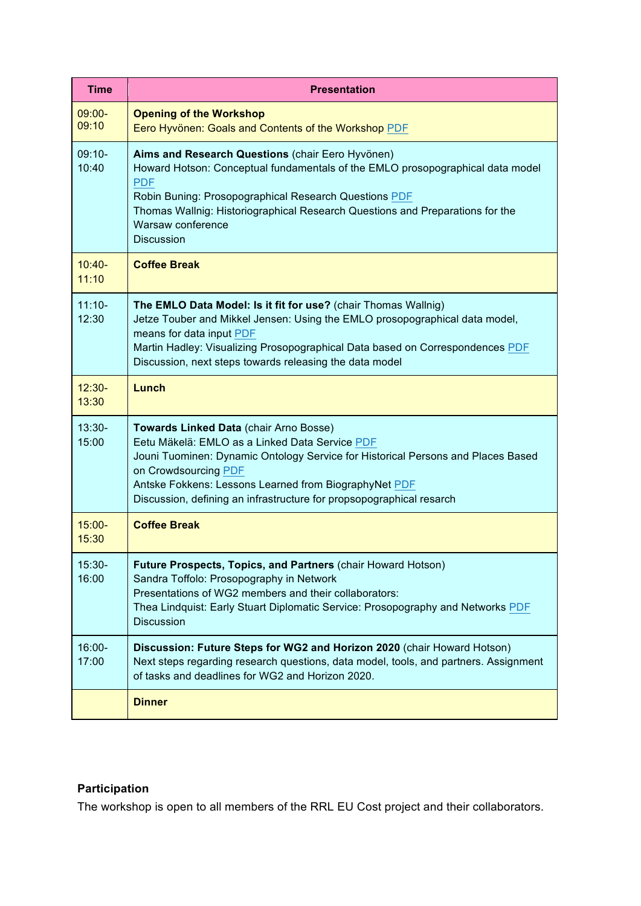| Time | Presentation |
| --- | --- |
| 09:00-09:10 | **Opening of the Workshop**<br>Eero Hyvönen: Goals and Contents of the Workshop PDF |
| 09:10-10:40 | **Aims and Research Questions** (chair Eero Hyvönen)<br>Howard Hotson: Conceptual fundamentals of the EMLO prosopographical data model PDF<br>Robin Buning: Prosopographical Research Questions PDF<br>Thomas Wallnig: Historiographical Research Questions and Preparations for the Warsaw conference<br>Discussion |
| 10:40-11:10 | **Coffee Break** |
| 11:10-12:30 | **The EMLO Data Model: Is it fit for use?** (chair Thomas Wallnig)<br>Jetze Touber and Mikkel Jensen: Using the EMLO prosopographical data model, means for data input PDF<br>Martin Hadley: Visualizing Prosopographical Data based on Correspondences PDF<br>Discussion, next steps towards releasing the data model |
| 12:30-13:30 | **Lunch** |
| 13:30-15:00 | **Towards Linked Data** (chair Arno Bosse)<br>Eetu Mäkelä: EMLO as a Linked Data Service PDF<br>Jouni Tuominen: Dynamic Ontology Service for Historical Persons and Places Based on Crowdsourcing PDF<br>Antske Fokkens: Lessons Learned from BiographyNet PDF<br>Discussion, defining an infrastructure for propsopographical resarch |
| 15:00-15:30 | **Coffee Break** |
| 15:30-16:00 | **Future Prospects, Topics, and Partners** (chair Howard Hotson)<br>Sandra Toffolo: Prosopography in Network<br>Presentations of WG2 members and their collaborators:<br>Thea Lindquist: Early Stuart Diplomatic Service: Prosopography and Networks PDF<br>Discussion |
| 16:00-17:00 | **Discussion: Future Steps for WG2 and Horizon 2020** (chair Howard Hotson)<br>Next steps regarding research questions, data model, tools, and partners. Assignment of tasks and deadlines for WG2 and Horizon 2020. |
| | **Dinner** |

**Participation**

The workshop is open to all members of the RRL EU Cost project and their collaborators.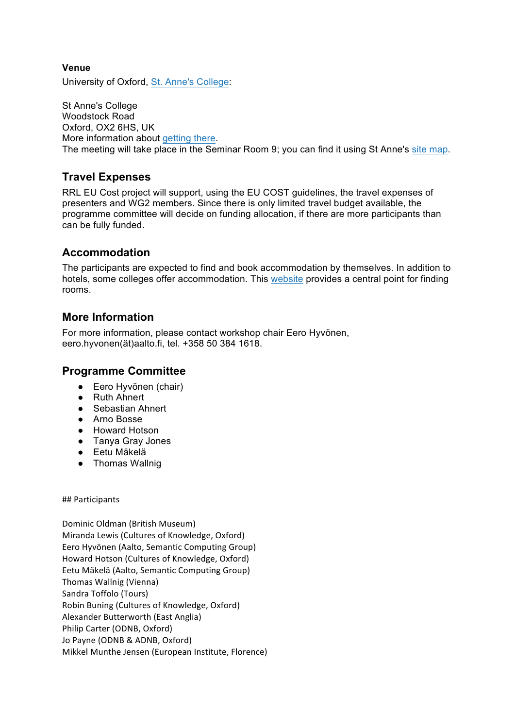**Venue**

University of Oxford, St. Anne's College:

St Anne's College
Woodstock Road
Oxford, OX2 6HS, UK
More information about getting there.
The meeting will take place in the Seminar Room 9; you can find it using St Anne's site map.

## Travel Expenses

RRL EU Cost project will support, using the EU COST guidelines, the travel expenses of presenters and WG2 members. Since there is only limited travel budget available, the programme committee will decide on funding allocation, if there are more participants than can be fully funded.

## Accommodation

The participants are expected to find and book accommodation by themselves. In addition to hotels, some colleges offer accommodation. This website provides a central point for finding rooms.

## More Information

For more information, please contact workshop chair Eero Hyvönen, eero.hyvonen(ät)aalto.fi, tel. +358 50 384 1618.

## Programme Committee

- Eero Hyvönen (chair)
- Ruth Ahnert
- Sebastian Ahnert
- Arno Bosse
- Howard Hotson
- Tanya Gray Jones
- Eetu Mäkelä
- Thomas Wallnig

## Participants

Dominic Oldman (British Museum)
Miranda Lewis (Cultures of Knowledge, Oxford)
Eero Hyvönen (Aalto, Semantic Computing Group)
Howard Hotson (Cultures of Knowledge, Oxford)
Eetu Mäkelä (Aalto, Semantic Computing Group)
Thomas Wallnig (Vienna)
Sandra Toffolo (Tours)
Robin Buning (Cultures of Knowledge, Oxford)
Alexander Butterworth (East Anglia)
Philip Carter (ODNB, Oxford)
Jo Payne (ODNB & ADNB, Oxford)
Mikkel Munthe Jensen (European Institute, Florence)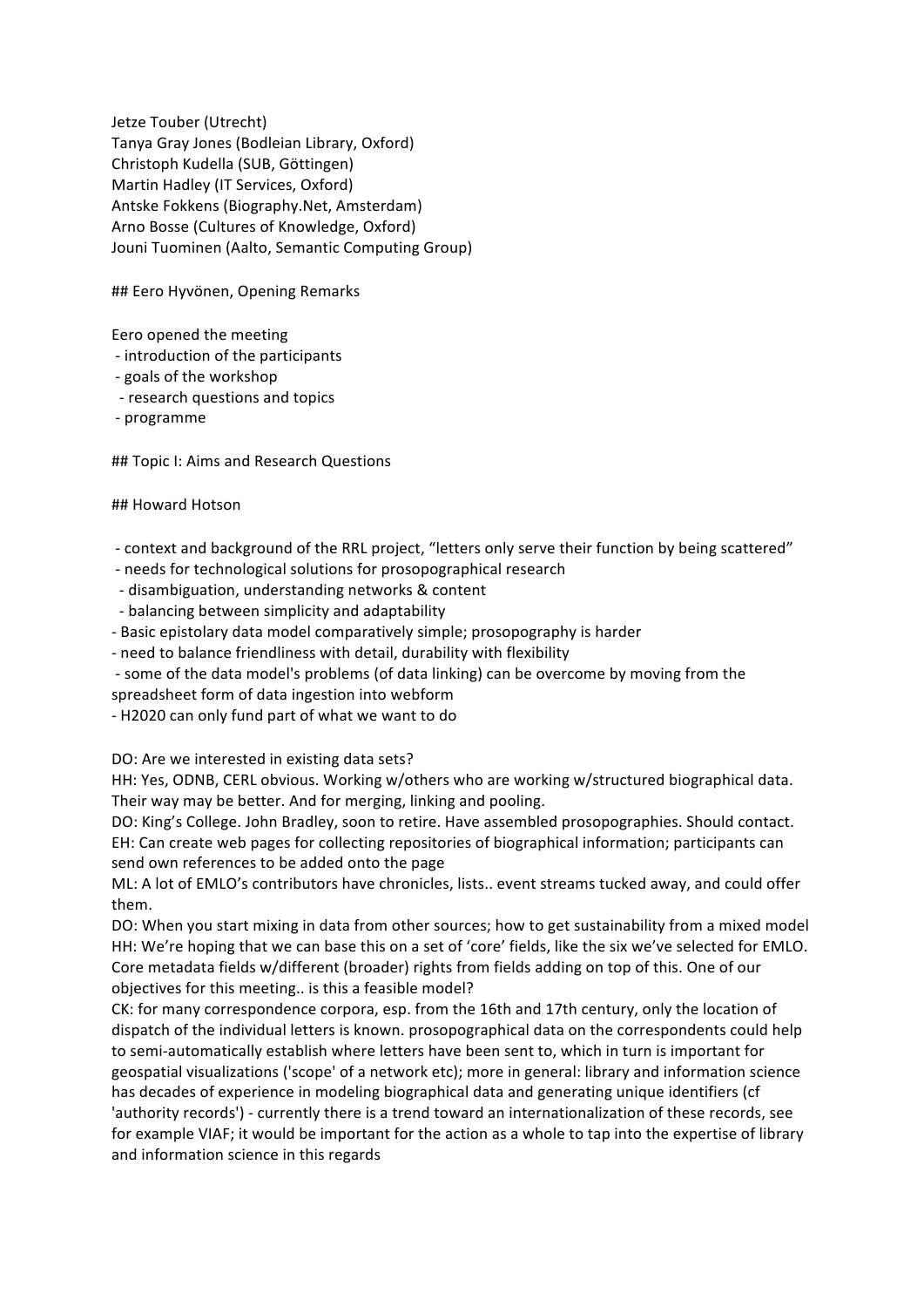Jetze Touber (Utrecht)
Tanya Gray Jones (Bodleian Library, Oxford)
Christoph Kudella (SUB, Göttingen)
Martin Hadley (IT Services, Oxford)
Antske Fokkens (Biography.Net, Amsterdam)
Arno Bosse (Cultures of Knowledge, Oxford)
Jouni Tuominen (Aalto, Semantic Computing Group)

## Eero Hyvönen, Opening Remarks

Eero opened the meeting
- introduction of the participants
- goals of the workshop
  - research questions and topics
- programme

## Topic I: Aims and Research Questions

## Howard Hotson

- context and background of the RRL project, "letters only serve their function by being scattered"
- needs for technological solutions for prosopographical research
  - disambiguation, understanding networks & content
  - balancing between simplicity and adaptability
- Basic epistolary data model comparatively simple; prosopography is harder
- need to balance friendliness with detail, durability with flexibility
- some of the data model's problems (of data linking) can be overcome by moving from the spreadsheet form of data ingestion into webform
- H2020 can only fund part of what we want to do

DO: Are we interested in existing data sets?
HH: Yes, ODNB, CERL obvious. Working w/others who are working w/structured biographical data. Their way may be better. And for merging, linking and pooling.
DO: King's College. John Bradley, soon to retire. Have assembled prosopographies. Should contact.
EH: Can create web pages for collecting repositories of biographical information; participants can send own references to be added onto the page
ML: A lot of EMLO's contributors have chronicles, lists.. event streams tucked away, and could offer them.
DO: When you start mixing in data from other sources; how to get sustainability from a mixed model
HH: We're hoping that we can base this on a set of 'core' fields, like the six we've selected for EMLO. Core metadata fields w/different (broader) rights from fields adding on top of this. One of our objectives for this meeting.. is this a feasible model?
CK: for many correspondence corpora, esp. from the 16th and 17th century, only the location of dispatch of the individual letters is known. prosopographical data on the correspondents could help to semi-automatically establish where letters have been sent to, which in turn is important for geospatial visualizations ('scope' of a network etc); more in general: library and information science has decades of experience in modeling biographical data and generating unique identifiers (cf 'authority records') - currently there is a trend toward an internationalization of these records, see for example VIAF; it would be important for the action as a whole to tap into the expertise of library and information science in this regards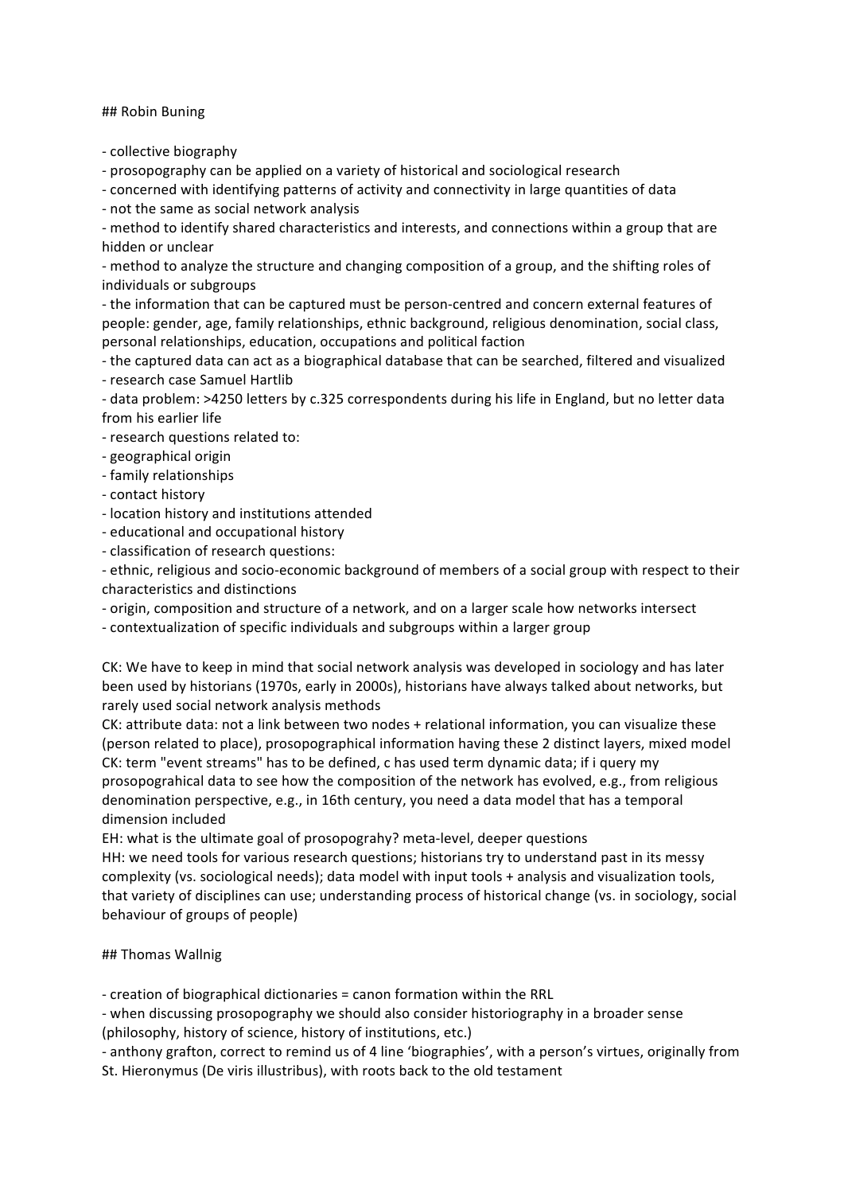## Robin Buning

- collective biography
- prosopography can be applied on a variety of historical and sociological research
- concerned with identifying patterns of activity and connectivity in large quantities of data
- not the same as social network analysis
- method to identify shared characteristics and interests, and connections within a group that are hidden or unclear
- method to analyze the structure and changing composition of a group, and the shifting roles of individuals or subgroups
- the information that can be captured must be person-centred and concern external features of people: gender, age, family relationships, ethnic background, religious denomination, social class, personal relationships, education, occupations and political faction
- the captured data can act as a biographical database that can be searched, filtered and visualized
- research case Samuel Hartlib
- data problem: >4250 letters by c.325 correspondents during his life in England, but no letter data from his earlier life
- research questions related to:
- geographical origin
- family relationships
- contact history
- location history and institutions attended
- educational and occupational history
- classification of research questions:
- ethnic, religious and socio-economic background of members of a social group with respect to their characteristics and distinctions
- origin, composition and structure of a network, and on a larger scale how networks intersect
- contextualization of specific individuals and subgroups within a larger group

CK: We have to keep in mind that social network analysis was developed in sociology and has later been used by historians (1970s, early in 2000s), historians have always talked about networks, but rarely used social network analysis methods
CK: attribute data: not a link between two nodes + relational information, you can visualize these (person related to place), prosopographical information having these 2 distinct layers, mixed model
CK: term "event streams" has to be defined, c has used term dynamic data; if i query my prosopograhical data to see how the composition of the network has evolved, e.g., from religious denomination perspective, e.g., in 16th century, you need a data model that has a temporal dimension included
EH: what is the ultimate goal of prosopograhy? meta-level, deeper questions
HH: we need tools for various research questions; historians try to understand past in its messy complexity (vs. sociological needs); data model with input tools + analysis and visualization tools, that variety of disciplines can use; understanding process of historical change (vs. in sociology, social behaviour of groups of people)

## Thomas Wallnig

- creation of biographical dictionaries = canon formation within the RRL
- when discussing prosopography we should also consider historiography in a broader sense (philosophy, history of science, history of institutions, etc.)
- anthony grafton, correct to remind us of 4 line 'biographies', with a person's virtues, originally from St. Hieronymus (De viris illustribus), with roots back to the old testament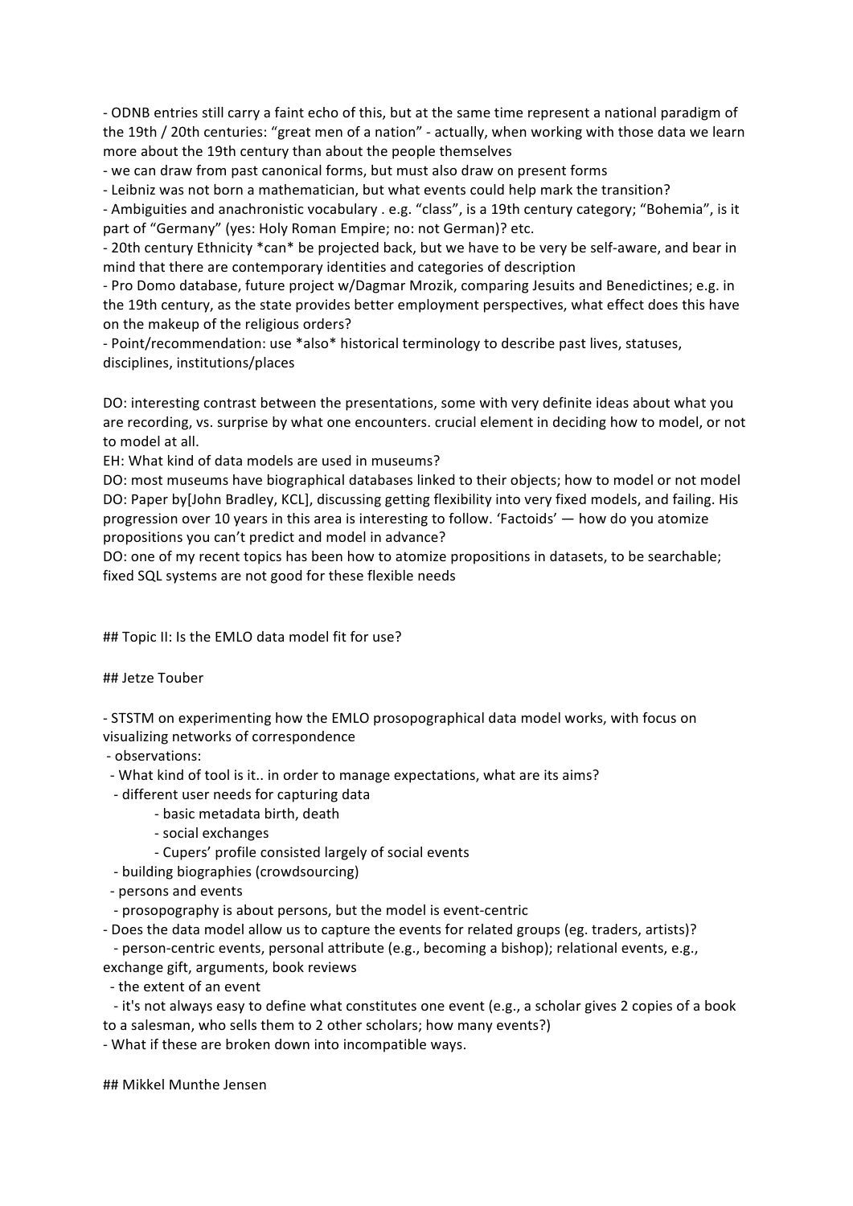- ODNB entries still carry a faint echo of this, but at the same time represent a national paradigm of the 19th / 20th centuries: "great men of a nation" - actually, when working with those data we learn more about the 19th century than about the people themselves
- we can draw from past canonical forms, but must also draw on present forms
- Leibniz was not born a mathematician, but what events could help mark the transition?
- Ambiguities and anachronistic vocabulary . e.g. "class", is a 19th century category; "Bohemia", is it part of "Germany" (yes: Holy Roman Empire; no: not German)? etc.
- 20th century Ethnicity *can* be projected back, but we have to be very be self-aware, and bear in mind that there are contemporary identities and categories of description
- Pro Domo database, future project w/Dagmar Mrozik, comparing Jesuits and Benedictines; e.g. in the 19th century, as the state provides better employment perspectives, what effect does this have on the makeup of the religious orders?
- Point/recommendation: use *also* historical terminology to describe past lives, statuses, disciplines, institutions/places

DO: interesting contrast between the presentations, some with very definite ideas about what you are recording, vs. surprise by what one encounters. crucial element in deciding how to model, or not to model at all.
EH: What kind of data models are used in museums?
DO: most museums have biographical databases linked to their objects; how to model or not model
DO: Paper by[John Bradley, KCL], discussing getting flexibility into very fixed models, and failing. His progression over 10 years in this area is interesting to follow. 'Factoids' — how do you atomize propositions you can't predict and model in advance?
DO: one of my recent topics has been how to atomize propositions in datasets, to be searchable; fixed SQL systems are not good for these flexible needs

## Topic II: Is the EMLO data model fit for use?

## Jetze Touber

- STSTM on experimenting how the EMLO prosopographical data model works, with focus on visualizing networks of correspondence
- observations:
  - What kind of tool is it.. in order to manage expectations, what are its aims?
    - different user needs for capturing data
      - basic metadata birth, death
      - social exchanges
      - Cupers' profile consisted largely of social events
  - building biographies (crowdsourcing)
  - persons and events
    - prosopography is about persons, but the model is event-centric
- Does the data model allow us to capture the events for related groups (eg. traders, artists)?
  - person-centric events, personal attribute (e.g., becoming a bishop); relational events, e.g., exchange gift, arguments, book reviews
  - the extent of an event
    - it's not always easy to define what constitutes one event (e.g., a scholar gives 2 copies of a book to a salesman, who sells them to 2 other scholars; how many events?)
- What if these are broken down into incompatible ways.

## Mikkel Munthe Jensen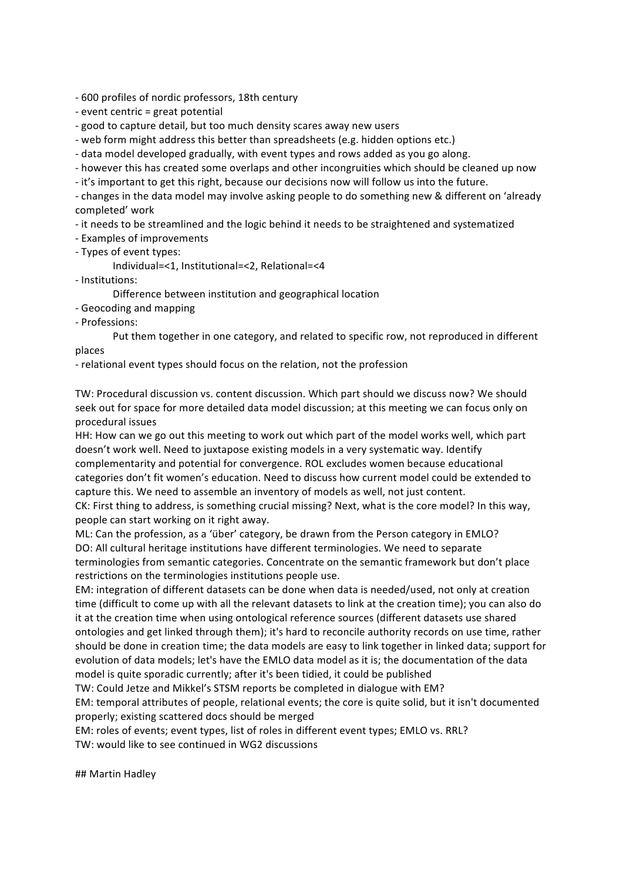- 600 profiles of nordic professors, 18th century
- event centric = great potential
- good to capture detail, but too much density scares away new users
- web form might address this better than spreadsheets (e.g. hidden options etc.)
- data model developed gradually, with event types and rows added as you go along.
- however this has created some overlaps and other incongruities which should be cleaned up now
- it's important to get this right, because our decisions now will follow us into the future.
- changes in the data model may involve asking people to do something new & different on 'already completed' work
- it needs to be streamlined and the logic behind it needs to be straightened and systematized
- Examples of improvements
- Types of event types:
  Individual=<1, Institutional=<2, Relational=<4
- Institutions:
  Difference between institution and geographical location
- Geocoding and mapping
- Professions:
  Put them together in one category, and related to specific row, not reproduced in different places
- relational event types should focus on the relation, not the profession

TW: Procedural discussion vs. content discussion. Which part should we discuss now? We should seek out for space for more detailed data model discussion; at this meeting we can focus only on procedural issues

HH: How can we go out this meeting to work out which part of the model works well, which part doesn't work well. Need to juxtapose existing models in a very systematic way. Identify complementarity and potential for convergence. ROL excludes women because educational categories don't fit women's education. Need to discuss how current model could be extended to capture this. We need to assemble an inventory of models as well, not just content.

CK: First thing to address, is something crucial missing? Next, what is the core model? In this way, people can start working on it right away.

ML: Can the profession, as a 'über' category, be drawn from the Person category in EMLO?

DO: All cultural heritage institutions have different terminologies. We need to separate terminologies from semantic categories. Concentrate on the semantic framework but don't place restrictions on the terminologies institutions people use.

EM: integration of different datasets can be done when data is needed/used, not only at creation time (difficult to come up with all the relevant datasets to link at the creation time); you can also do it at the creation time when using ontological reference sources (different datasets use shared ontologies and get linked through them); it's hard to reconcile authority records on use time, rather should be done in creation time; the data models are easy to link together in linked data; support for evolution of data models; let's have the EMLO data model as it is; the documentation of the data model is quite sporadic currently; after it's been tidied, it could be published

TW: Could Jetze and Mikkel's STSM reports be completed in dialogue with EM?

EM: temporal attributes of people, relational events; the core is quite solid, but it isn't documented properly; existing scattered docs should be merged

EM: roles of events; event types, list of roles in different event types; EMLO vs. RRL?

TW: would like to see continued in WG2 discussions

## Martin Hadley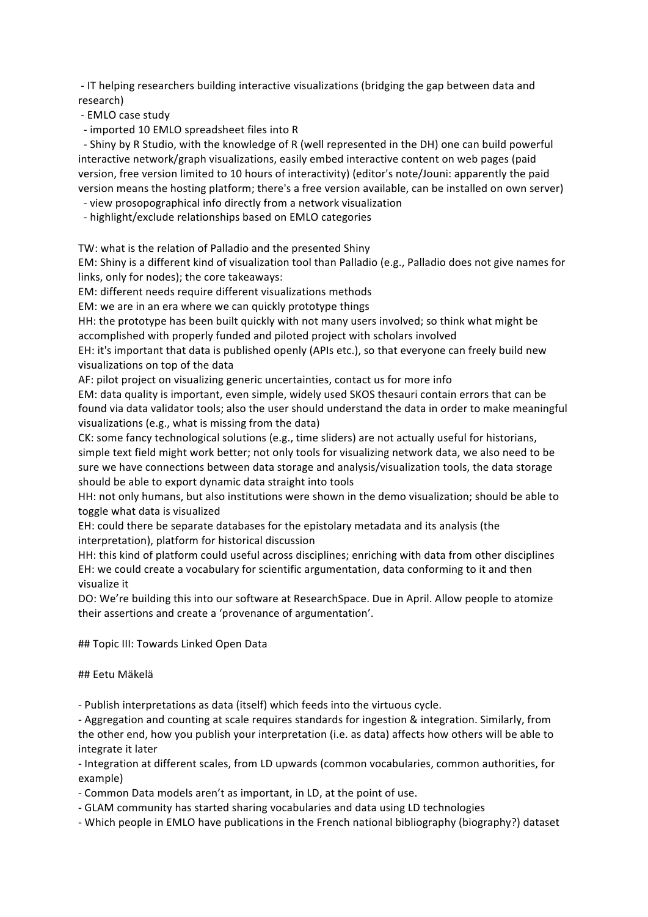- IT helping researchers building interactive visualizations (bridging the gap between data and research)
- EMLO case study
  - imported 10 EMLO spreadsheet files into R
  - Shiny by R Studio, with the knowledge of R (well represented in the DH) one can build powerful interactive network/graph visualizations, easily embed interactive content on web pages (paid version, free version limited to 10 hours of interactivity) (editor's note/Jouni: apparently the paid version means the hosting platform; there's a free version available, can be installed on own server)
  - view prosopographical info directly from a network visualization
  - highlight/exclude relationships based on EMLO categories

TW: what is the relation of Palladio and the presented Shiny
EM: Shiny is a different kind of visualization tool than Palladio (e.g., Palladio does not give names for links, only for nodes); the core takeaways:
EM: different needs require different visualizations methods
EM: we are in an era where we can quickly prototype things
HH: the prototype has been built quickly with not many users involved; so think what might be accomplished with properly funded and piloted project with scholars involved
EH: it's important that data is published openly (APIs etc.), so that everyone can freely build new visualizations on top of the data
AF: pilot project on visualizing generic uncertainties, contact us for more info
EM: data quality is important, even simple, widely used SKOS thesauri contain errors that can be found via data validator tools; also the user should understand the data in order to make meaningful visualizations (e.g., what is missing from the data)
CK: some fancy technological solutions (e.g., time sliders) are not actually useful for historians, simple text field might work better; not only tools for visualizing network data, we also need to be sure we have connections between data storage and analysis/visualization tools, the data storage should be able to export dynamic data straight into tools
HH: not only humans, but also institutions were shown in the demo visualization; should be able to toggle what data is visualized
EH: could there be separate databases for the epistolary metadata and its analysis (the interpretation), platform for historical discussion
HH: this kind of platform could useful across disciplines; enriching with data from other disciplines
EH: we could create a vocabulary for scientific argumentation, data conforming to it and then visualize it
DO: We're building this into our software at ResearchSpace. Due in April. Allow people to atomize their assertions and create a 'provenance of argumentation'.

## Topic III: Towards Linked Open Data

## Eetu Mäkelä

- Publish interpretations as data (itself) which feeds into the virtuous cycle.
- Aggregation and counting at scale requires standards for ingestion & integration. Similarly, from the other end, how you publish your interpretation (i.e. as data) affects how others will be able to integrate it later
- Integration at different scales, from LD upwards (common vocabularies, common authorities, for example)
- Common Data models aren't as important, in LD, at the point of use.
- GLAM community has started sharing vocabularies and data using LD technologies
- Which people in EMLO have publications in the French national bibliography (biography?) dataset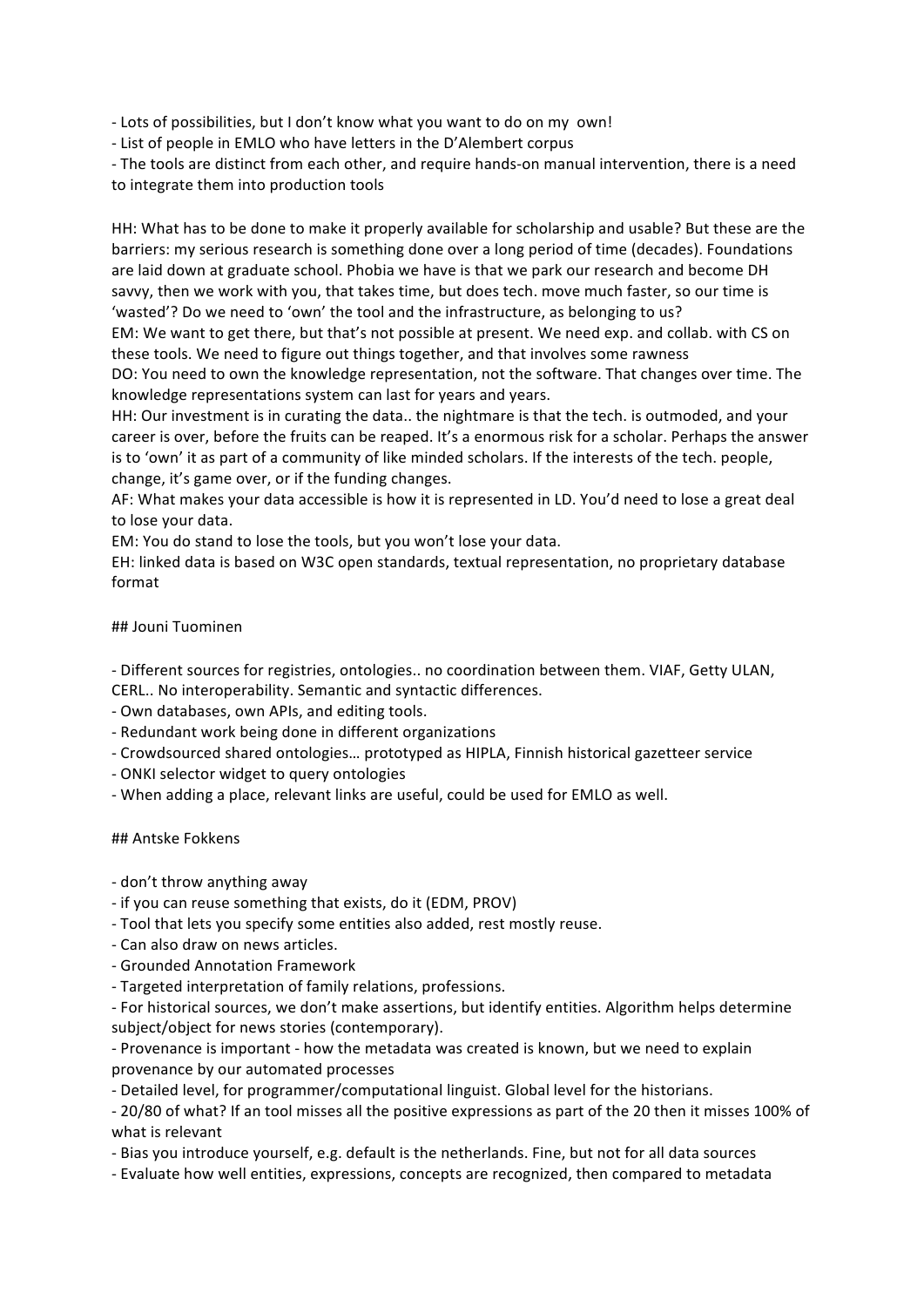- Lots of possibilities, but I don't know what you want to do on my own!
- List of people in EMLO who have letters in the D'Alembert corpus
- The tools are distinct from each other, and require hands-on manual intervention, there is a need to integrate them into production tools

HH: What has to be done to make it properly available for scholarship and usable? But these are the barriers: my serious research is something done over a long period of time (decades). Foundations are laid down at graduate school. Phobia we have is that we park our research and become DH savvy, then we work with you, that takes time, but does tech. move much faster, so our time is 'wasted'? Do we need to 'own' the tool and the infrastructure, as belonging to us?
EM: We want to get there, but that's not possible at present. We need exp. and collab. with CS on these tools. We need to figure out things together, and that involves some rawness
DO: You need to own the knowledge representation, not the software. That changes over time. The knowledge representations system can last for years and years.
HH: Our investment is in curating the data.. the nightmare is that the tech. is outmoded, and your career is over, before the fruits can be reaped. It's a enormous risk for a scholar. Perhaps the answer is to 'own' it as part of a community of like minded scholars. If the interests of the tech. people, change, it's game over, or if the funding changes.
AF: What makes your data accessible is how it is represented in LD. You'd need to lose a great deal to lose your data.
EM: You do stand to lose the tools, but you won't lose your data.
EH: linked data is based on W3C open standards, textual representation, no proprietary database format

## Jouni Tuominen

- Different sources for registries, ontologies.. no coordination between them. VIAF, Getty ULAN, CERL.. No interoperability. Semantic and syntactic differences.
- Own databases, own APIs, and editing tools.
- Redundant work being done in different organizations
- Crowdsourced shared ontologies… prototyped as HIPLA, Finnish historical gazetteer service
- ONKI selector widget to query ontologies
- When adding a place, relevant links are useful, could be used for EMLO as well.

## Antske Fokkens

- don't throw anything away
- if you can reuse something that exists, do it (EDM, PROV)
- Tool that lets you specify some entities also added, rest mostly reuse.
- Can also draw on news articles.
- Grounded Annotation Framework
- Targeted interpretation of family relations, professions.
- For historical sources, we don't make assertions, but identify entities. Algorithm helps determine subject/object for news stories (contemporary).
- Provenance is important - how the metadata was created is known, but we need to explain provenance by our automated processes
- Detailed level, for programmer/computational linguist. Global level for the historians.
- 20/80 of what? If an tool misses all the positive expressions as part of the 20 then it misses 100% of what is relevant
- Bias you introduce yourself, e.g. default is the netherlands. Fine, but not for all data sources
- Evaluate how well entities, expressions, concepts are recognized, then compared to metadata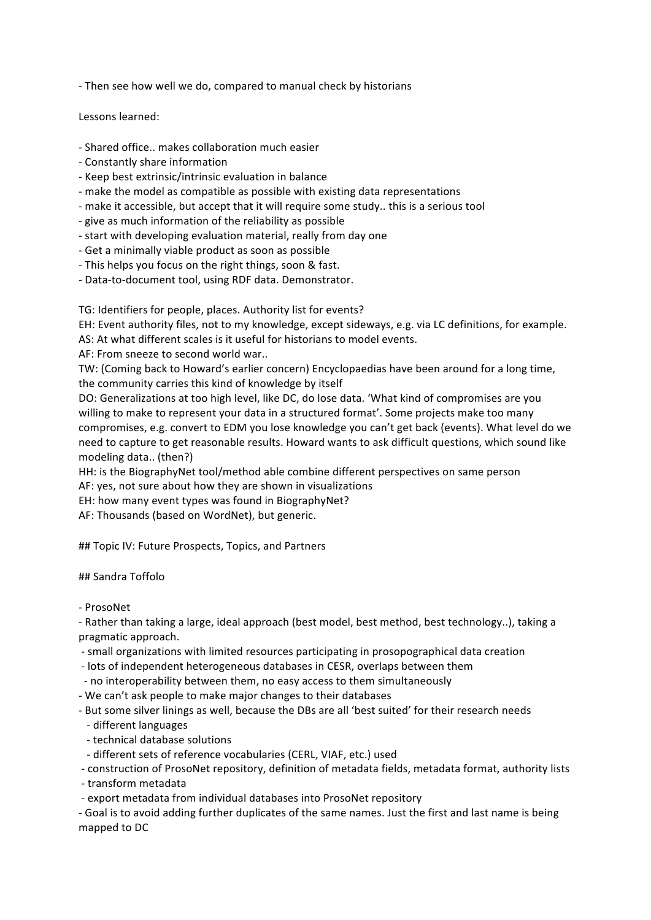- Then see how well we do, compared to manual check by historians

Lessons learned:

- Shared office.. makes collaboration much easier
- Constantly share information
- Keep best extrinsic/intrinsic evaluation in balance
- make the model as compatible as possible with existing data representations
- make it accessible, but accept that it will require some study.. this is a serious tool
- give as much information of the reliability as possible
- start with developing evaluation material, really from day one
- Get a minimally viable product as soon as possible
- This helps you focus on the right things, soon & fast.
- Data-to-document tool, using RDF data. Demonstrator.

TG: Identifiers for people, places. Authority list for events?
EH: Event authority files, not to my knowledge, except sideways, e.g. via LC definitions, for example.
AS: At what different scales is it useful for historians to model events.
AF: From sneeze to second world war..
TW: (Coming back to Howard's earlier concern) Encyclopaedias have been around for a long time, the community carries this kind of knowledge by itself
DO: Generalizations at too high level, like DC, do lose data. 'What kind of compromises are you willing to make to represent your data in a structured format'. Some projects make too many compromises, e.g. convert to EDM you lose knowledge you can't get back (events). What level do we need to capture to get reasonable results. Howard wants to ask difficult questions, which sound like modeling data.. (then?)
HH: is the BiographyNet tool/method able combine different perspectives on same person
AF: yes, not sure about how they are shown in visualizations
EH: how many event types was found in BiographyNet?
AF: Thousands (based on WordNet), but generic.

## Topic IV: Future Prospects, Topics, and Partners

## Sandra Toffolo

- ProsoNet
- Rather than taking a large, ideal approach (best model, best method, best technology..), taking a pragmatic approach.
  - small organizations with limited resources participating in prosopographical data creation
  - lots of independent heterogeneous databases in CESR, overlaps between them
    - no interoperability between them, no easy access to them simultaneously
- We can't ask people to make major changes to their databases
- But some silver linings as well, because the DBs are all 'best suited' for their research needs
  - different languages
  - technical database solutions
  - different sets of reference vocabularies (CERL, VIAF, etc.) used
  - construction of ProsoNet repository, definition of metadata fields, metadata format, authority lists
  - transform metadata
  - export metadata from individual databases into ProsoNet repository
- Goal is to avoid adding further duplicates of the same names. Just the first and last name is being mapped to DC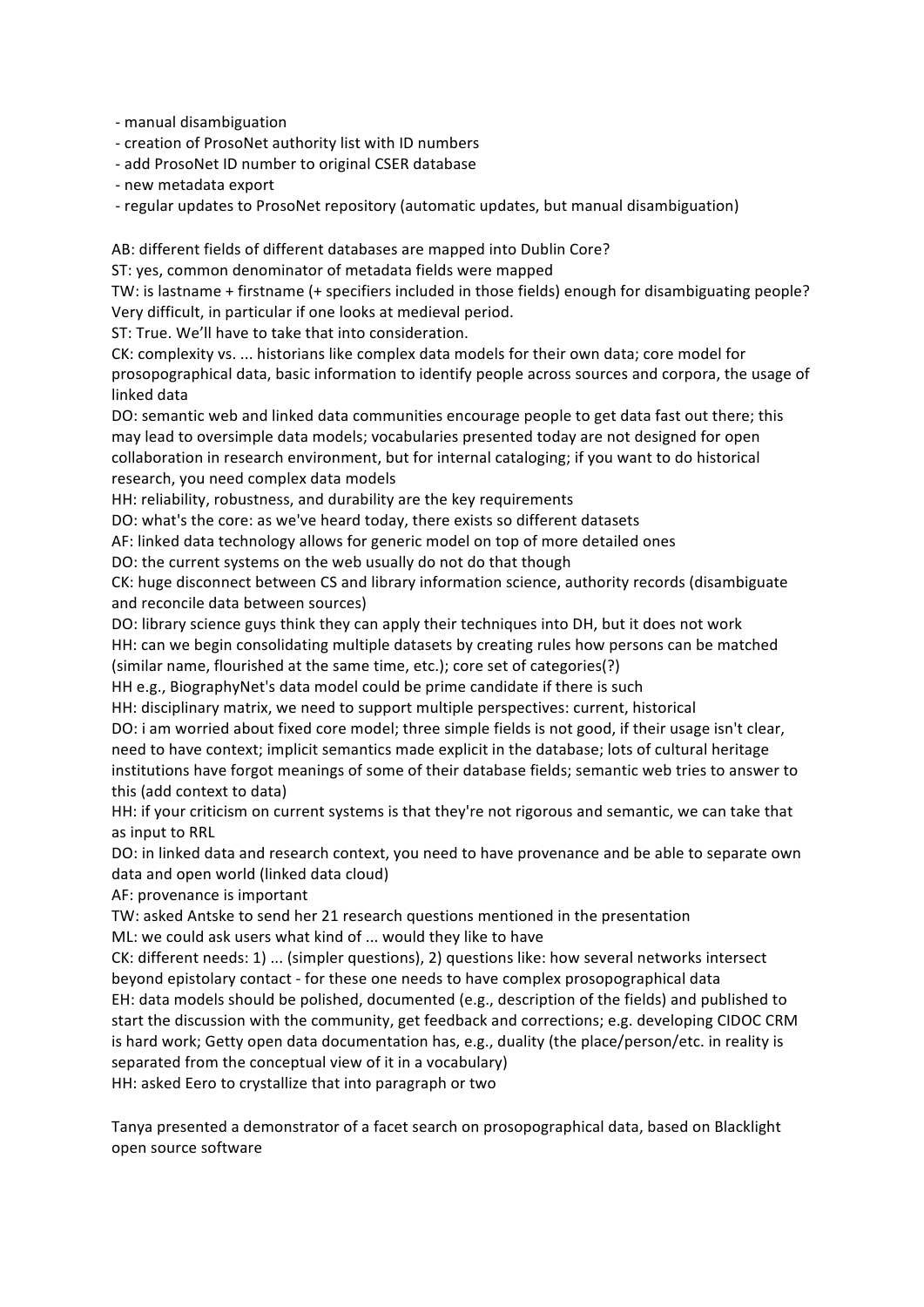- manual disambiguation
- creation of ProsoNet authority list with ID numbers
- add ProsoNet ID number to original CSER database
- new metadata export
- regular updates to ProsoNet repository (automatic updates, but manual disambiguation)

AB: different fields of different databases are mapped into Dublin Core?
ST: yes, common denominator of metadata fields were mapped
TW: is lastname + firstname (+ specifiers included in those fields) enough for disambiguating people? Very difficult, in particular if one looks at medieval period.
ST: True. We'll have to take that into consideration.
CK: complexity vs. ... historians like complex data models for their own data; core model for prosopographical data, basic information to identify people across sources and corpora, the usage of linked data
DO: semantic web and linked data communities encourage people to get data fast out there; this may lead to oversimple data models; vocabularies presented today are not designed for open collaboration in research environment, but for internal cataloging; if you want to do historical research, you need complex data models
HH: reliability, robustness, and durability are the key requirements
DO: what's the core: as we've heard today, there exists so different datasets
AF: linked data technology allows for generic model on top of more detailed ones
DO: the current systems on the web usually do not do that though
CK: huge disconnect between CS and library information science, authority records (disambiguate and reconcile data between sources)
DO: library science guys think they can apply their techniques into DH, but it does not work
HH: can we begin consolidating multiple datasets by creating rules how persons can be matched (similar name, flourished at the same time, etc.); core set of categories(?)
HH e.g., BiographyNet's data model could be prime candidate if there is such
HH: disciplinary matrix, we need to support multiple perspectives: current, historical
DO: i am worried about fixed core model; three simple fields is not good, if their usage isn't clear, need to have context; implicit semantics made explicit in the database; lots of cultural heritage institutions have forgot meanings of some of their database fields; semantic web tries to answer to this (add context to data)
HH: if your criticism on current systems is that they're not rigorous and semantic, we can take that as input to RRL
DO: in linked data and research context, you need to have provenance and be able to separate own data and open world (linked data cloud)
AF: provenance is important
TW: asked Antske to send her 21 research questions mentioned in the presentation
ML: we could ask users what kind of ... would they like to have
CK: different needs: 1) ... (simpler questions), 2) questions like: how several networks intersect beyond epistolary contact - for these one needs to have complex prosopographical data
EH: data models should be polished, documented (e.g., description of the fields) and published to start the discussion with the community, get feedback and corrections; e.g. developing CIDOC CRM is hard work; Getty open data documentation has, e.g., duality (the place/person/etc. in reality is separated from the conceptual view of it in a vocabulary)
HH: asked Eero to crystallize that into paragraph or two

Tanya presented a demonstrator of a facet search on prosopographical data, based on Blacklight open source software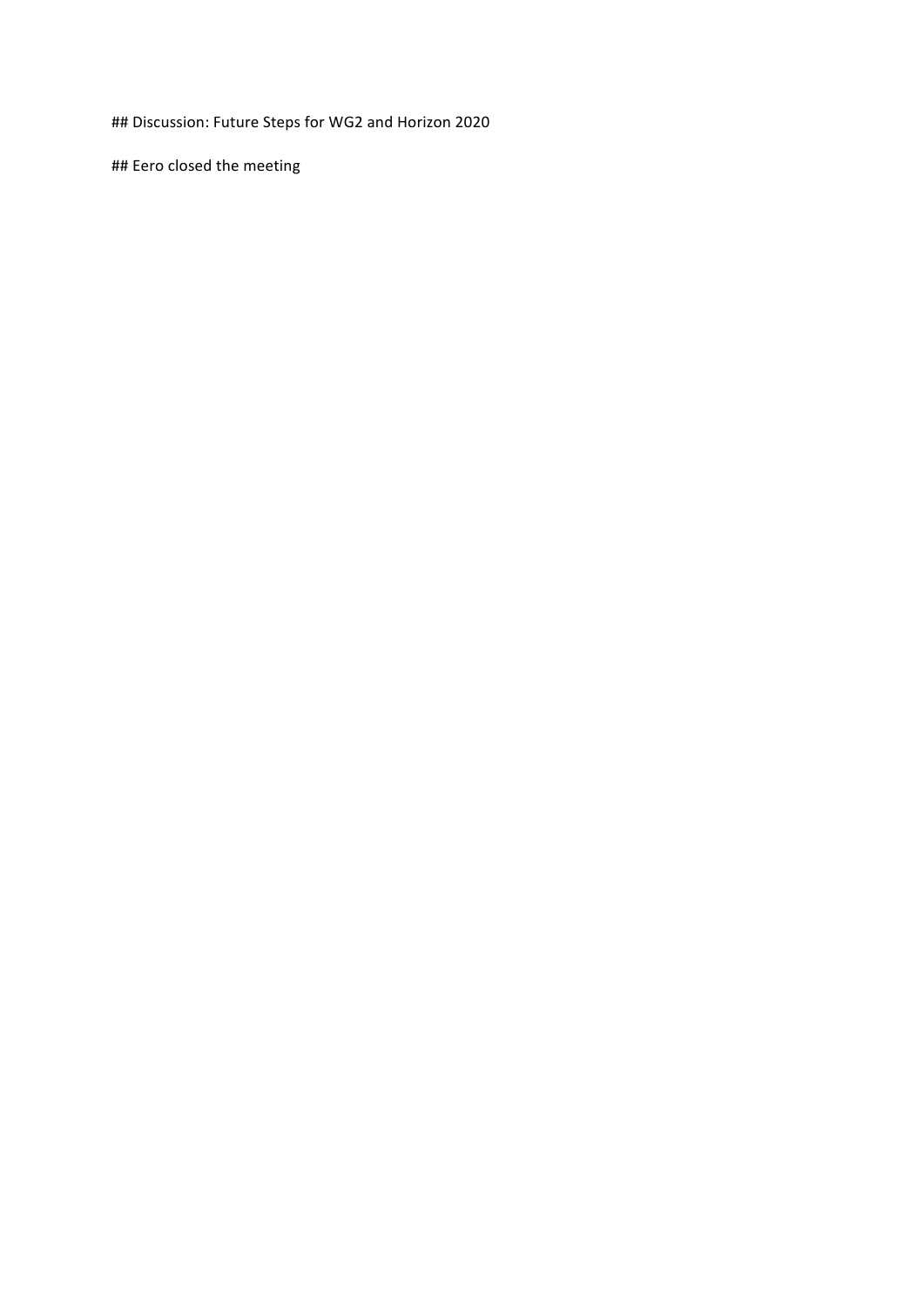## Discussion: Future Steps for WG2 and Horizon 2020

## Eero closed the meeting